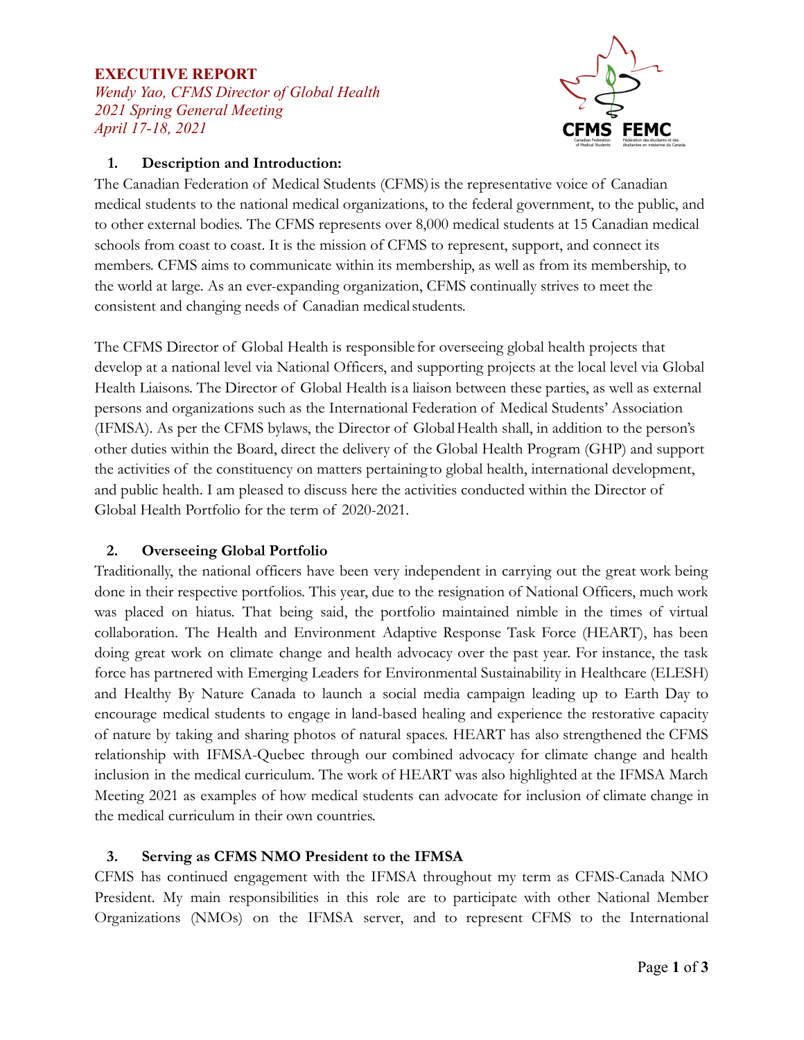**EXECUTIVE REPORT**

*Wendy Yao, CFMS Director of Global Health*
*2021 Spring General Meeting*
*April 17-18, 2021*

## 1. Description and Introduction:

The Canadian Federation of Medical Students (CFMS) is the representative voice of Canadian medical students to the national medical organizations, to the federal government, to the public, and to other external bodies. The CFMS represents over 8,000 medical students at 15 Canadian medical schools from coast to coast. It is the mission of CFMS to represent, support, and connect its members. CFMS aims to communicate within its membership, as well as from its membership, to the world at large. As an ever-expanding organization, CFMS continually strives to meet the consistent and changing needs of Canadian medical students.

The CFMS Director of Global Health is responsible for overseeing global health projects that develop at a national level via National Officers, and supporting projects at the local level via Global Health Liaisons. The Director of Global Health is a liaison between these parties, as well as external persons and organizations such as the International Federation of Medical Students' Association (IFMSA). As per the CFMS bylaws, the Director of Global Health shall, in addition to the person's other duties within the Board, direct the delivery of the Global Health Program (GHP) and support the activities of the constituency on matters pertaining to global health, international development, and public health. I am pleased to discuss here the activities conducted within the Director of Global Health Portfolio for the term of 2020-2021.

## 2. Overseeing Global Portfolio

Traditionally, the national officers have been very independent in carrying out the great work being done in their respective portfolios. This year, due to the resignation of National Officers, much work was placed on hiatus. That being said, the portfolio maintained nimble in the times of virtual collaboration. The Health and Environment Adaptive Response Task Force (HEART), has been doing great work on climate change and health advocacy over the past year. For instance, the task force has partnered with Emerging Leaders for Environmental Sustainability in Healthcare (ELESH) and Healthy By Nature Canada to launch a social media campaign leading up to Earth Day to encourage medical students to engage in land-based healing and experience the restorative capacity of nature by taking and sharing photos of natural spaces. HEART has also strengthened the CFMS relationship with IFMSA-Quebec through our combined advocacy for climate change and health inclusion in the medical curriculum. The work of HEART was also highlighted at the IFMSA March Meeting 2021 as examples of how medical students can advocate for inclusion of climate change in the medical curriculum in their own countries.

## 3. Serving as CFMS NMO President to the IFMSA

CFMS has continued engagement with the IFMSA throughout my term as CFMS-Canada NMO President. My main responsibilities in this role are to participate with other National Member Organizations (NMOs) on the IFMSA server, and to represent CFMS to the International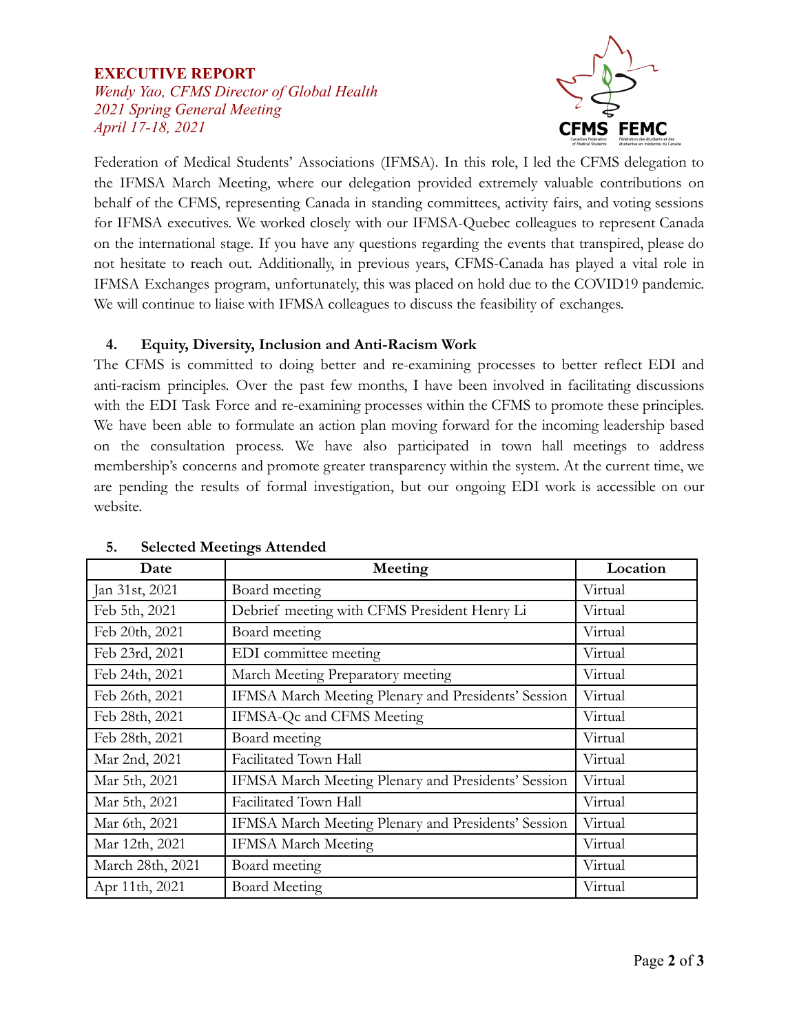Federation of Medical Students' Associations (IFMSA). In this role, I led the CFMS delegation to the IFMSA March Meeting, where our delegation provided extremely valuable contributions on behalf of the CFMS, representing Canada in standing committees, activity fairs, and voting sessions for IFMSA executives. We worked closely with our IFMSA-Quebec colleagues to represent Canada on the international stage. If you have any questions regarding the events that transpired, please do not hesitate to reach out. Additionally, in previous years, CFMS-Canada has played a vital role in IFMSA Exchanges program, unfortunately, this was placed on hold due to the COVID19 pandemic. We will continue to liaise with IFMSA colleagues to discuss the feasibility of exchanges.

### 4. Equity, Diversity, Inclusion and Anti-Racism Work

The CFMS is committed to doing better and re-examining processes to better reflect EDI and anti-racism principles. Over the past few months, I have been involved in facilitating discussions with the EDI Task Force and re-examining processes within the CFMS to promote these principles. We have been able to formulate an action plan moving forward for the incoming leadership based on the consultation process. We have also participated in town hall meetings to address membership's concerns and promote greater transparency within the system. At the current time, we are pending the results of formal investigation, but our ongoing EDI work is accessible on our website.

### 5. Selected Meetings Attended

| Date | Meeting | Location |
|---|---|---|
| Jan 31st, 2021 | Board meeting | Virtual |
| Feb 5th, 2021 | Debrief meeting with CFMS President Henry Li | Virtual |
| Feb 20th, 2021 | Board meeting | Virtual |
| Feb 23rd, 2021 | EDI committee meeting | Virtual |
| Feb 24th, 2021 | March Meeting Preparatory meeting | Virtual |
| Feb 26th, 2021 | IFMSA March Meeting Plenary and Presidents' Session | Virtual |
| Feb 28th, 2021 | IFMSA-Qc and CFMS Meeting | Virtual |
| Feb 28th, 2021 | Board meeting | Virtual |
| Mar 2nd, 2021 | Facilitated Town Hall | Virtual |
| Mar 5th, 2021 | IFMSA March Meeting Plenary and Presidents' Session | Virtual |
| Mar 5th, 2021 | Facilitated Town Hall | Virtual |
| Mar 6th, 2021 | IFMSA March Meeting Plenary and Presidents' Session | Virtual |
| Mar 12th, 2021 | IFMSA March Meeting | Virtual |
| March 28th, 2021 | Board meeting | Virtual |
| Apr 11th, 2021 | Board Meeting | Virtual |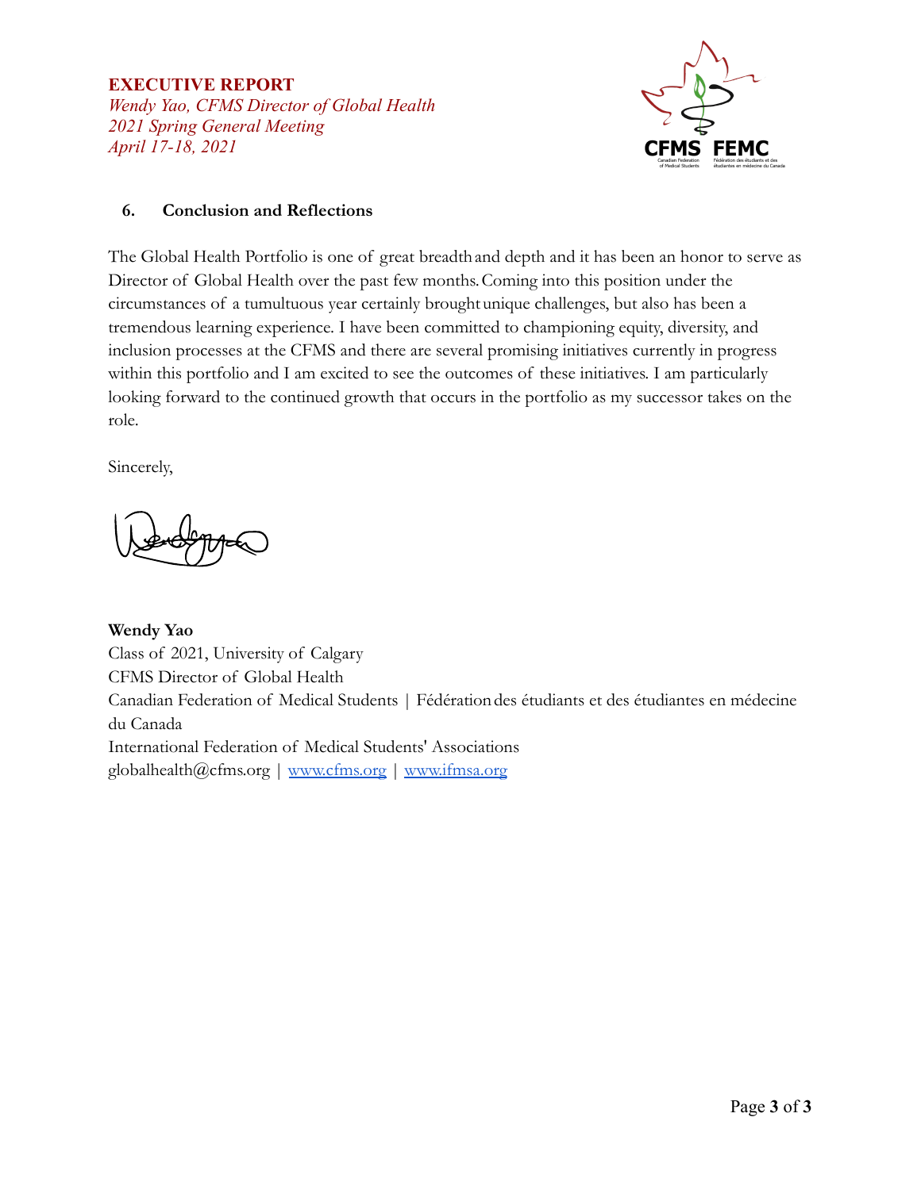## 6. Conclusion and Reflections

The Global Health Portfolio is one of great breadth and depth and it has been an honor to serve as Director of Global Health over the past few months. Coming into this position under the circumstances of a tumultuous year certainly brought unique challenges, but also has been a tremendous learning experience. I have been committed to championing equity, diversity, and inclusion processes at the CFMS and there are several promising initiatives currently in progress within this portfolio and I am excited to see the outcomes of these initiatives. I am particularly looking forward to the continued growth that occurs in the portfolio as my successor takes on the role.

Sincerely,

**Wendy Yao**
Class of 2021, University of Calgary
CFMS Director of Global Health
Canadian Federation of Medical Students | Fédération des étudiants et des étudiantes en médecine du Canada
International Federation of Medical Students' Associations
globalhealth@cfms.org | [www.cfms.org](http://www.cfms.org) | [www.ifmsa.org](http://www.ifmsa.org)